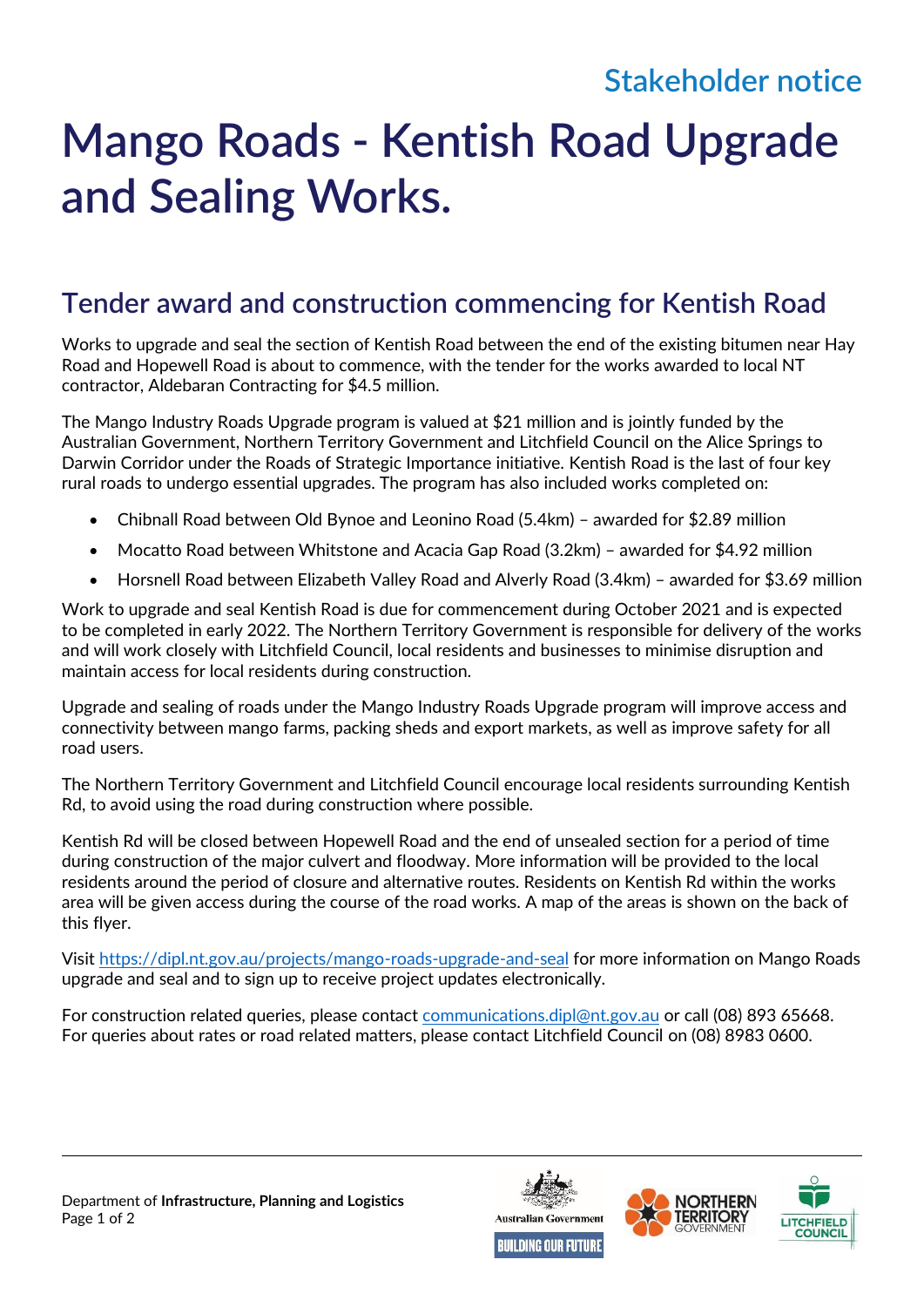Stakeholder notice

# Mango Roads - Kentish Road Upgrade and Sealing Works.

## Tender award and construction commencing for Kentish Road

Works to upgrade and seal the section of Kentish Road between the end of the existing bitumen near Hay Road and Hopewell Road is about to commence, with the tender for the works awarded to local NT contractor, Aldebaran Contracting for $4.5 million.

The Mango Industry Roads Upgrade program is valued at $21 million and is jointly funded by the Australian Government, Northern Territory Government and Litchfield Council on the Alice Springs to Darwin Corridor under the Roads of Strategic Importance initiative. Kentish Road is the last of four key rural roads to undergo essential upgrades. The program has also included works completed on:

- Chibnall Road between Old Bynoe and Leonino Road (5.4km) – awarded for $2.89 million
- Mocatto Road between Whitstone and Acacia Gap Road (3.2km) – awarded for $4.92 million
- Horsnell Road between Elizabeth Valley Road and Alverly Road (3.4km) – awarded for $3.69 million

Work to upgrade and seal Kentish Road is due for commencement during October 2021 and is expected to be completed in early 2022. The Northern Territory Government is responsible for delivery of the works and will work closely with Litchfield Council, local residents and businesses to minimise disruption and maintain access for local residents during construction.

Upgrade and sealing of roads under the Mango Industry Roads Upgrade program will improve access and connectivity between mango farms, packing sheds and export markets, as well as improve safety for all road users.

The Northern Territory Government and Litchfield Council encourage local residents surrounding Kentish Rd, to avoid using the road during construction where possible.

Kentish Rd will be closed between Hopewell Road and the end of unsealed section for a period of time during construction of the major culvert and floodway. More information will be provided to the local residents around the period of closure and alternative routes. Residents on Kentish Rd within the works area will be given access during the course of the road works. A map of the areas is shown on the back of this flyer.

Visit [https://dipl.nt.gov.au/projects/mango-roads-upgrade-and-seal](https://dipl.nt.gov.au/projects/mango-roads-upgrade-and-seal) for more information on Mango Roads upgrade and seal and to sign up to receive project updates electronically.

For construction related queries, please contact [communications.dipl@nt.gov.au](mailto:communications.dipl@nt.gov.au) or call (08) 893 65668. For queries about rates or road related matters, please contact Litchfield Council on (08) 8983 0600.

Department of **Infrastructure, Planning and Logistics**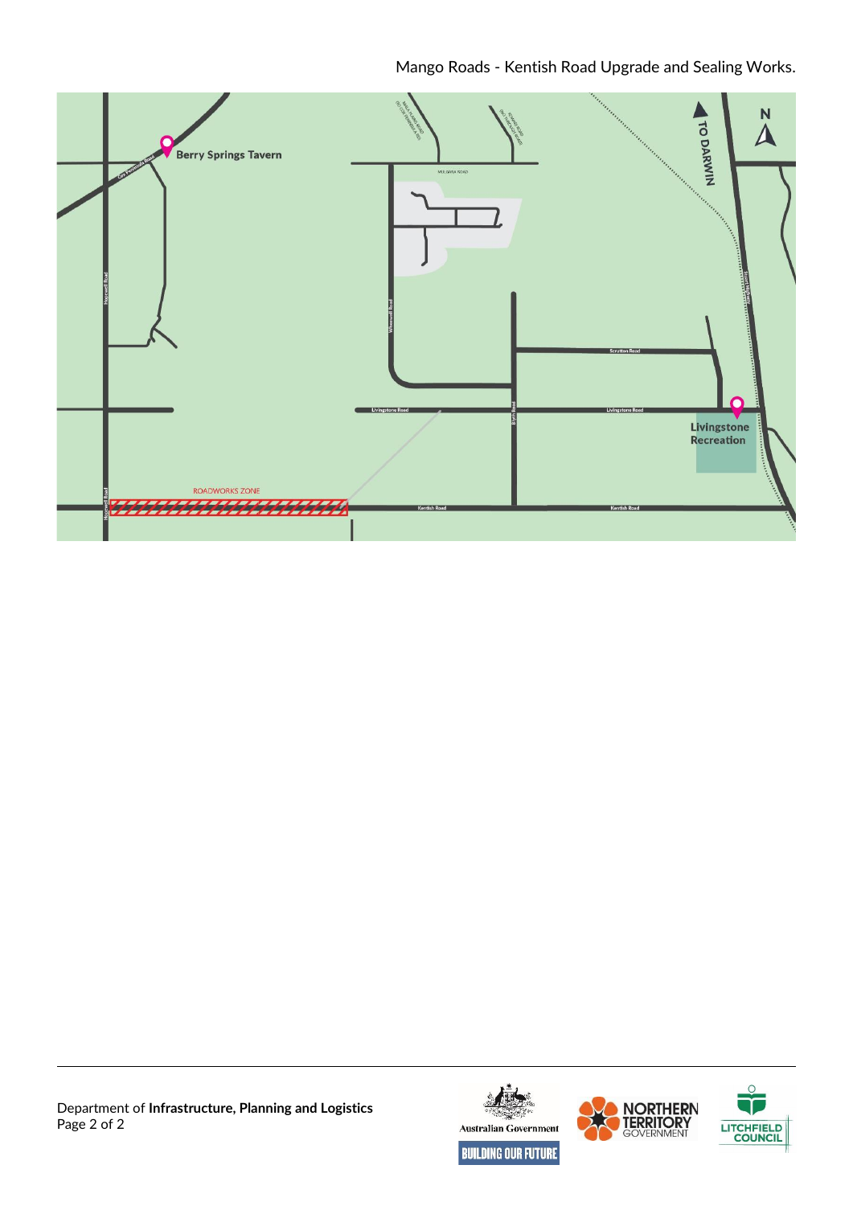Mango Roads - Kentish Road Upgrade and Sealing Works.

Berry Springs Tavern

Cox Peninsula Road

Hopewell Road

MILGARA ROAD

Whitewood Road

Scrutton Road

Livingstone Road

Livingstone Road

Livingstone Road

Blyth Road

Livingstone Recreation

Stuart Highway

TO DARWIN

N

ROADWORKS ZONE

Kentish Road

Kentish Road